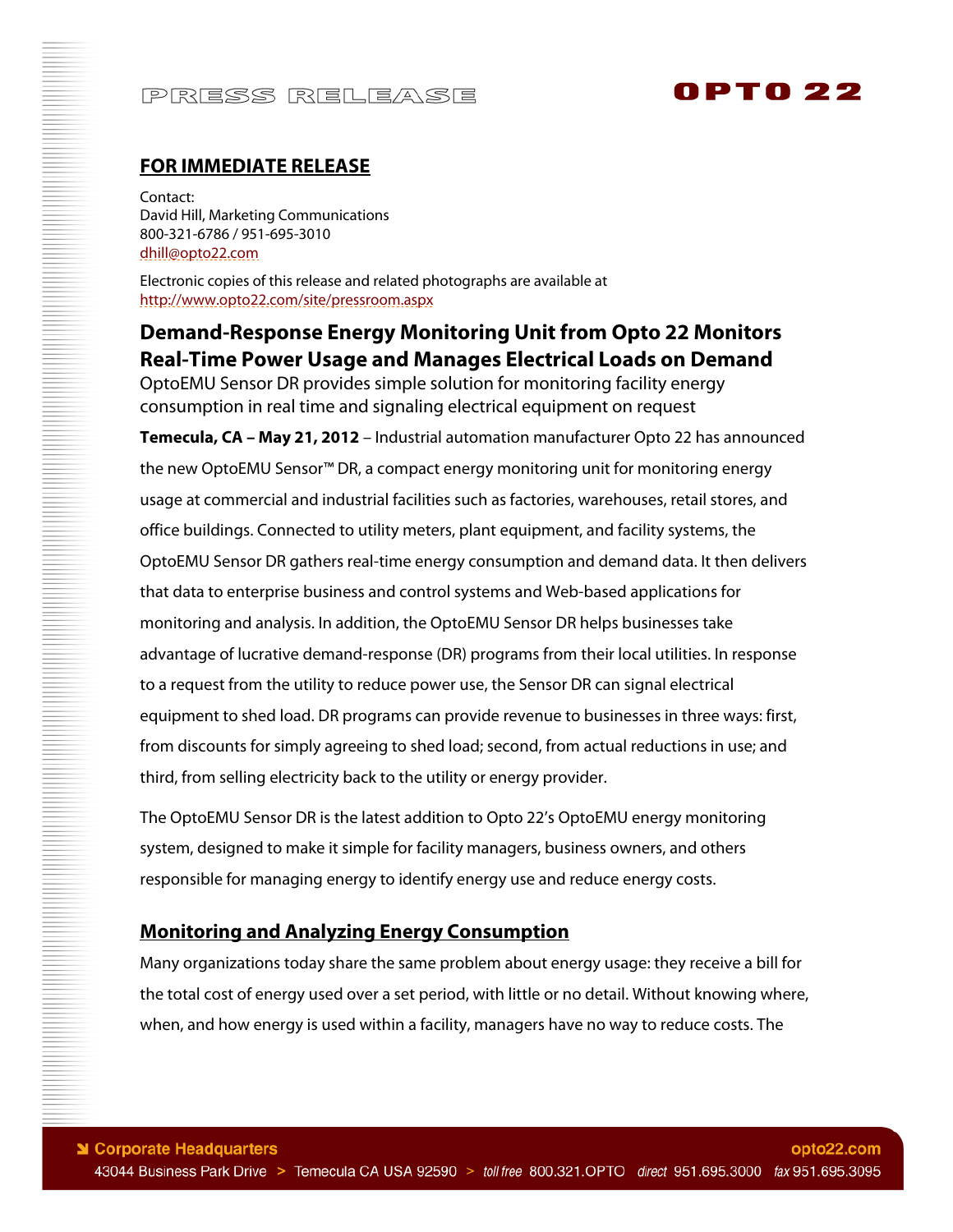PRESS RELEASE

**OPTO 22**

**FOR IMMEDIATE RELEASE**

Contact:
David Hill, Marketing Communications
800-321-6786 / 951-695-3010
dhill@opto22.com

Electronic copies of this release and related photographs are available at
http://www.opto22.com/site/pressroom.aspx

# Demand-Response Energy Monitoring Unit from Opto 22 Monitors Real-Time Power Usage and Manages Electrical Loads on Demand

OptoEMU Sensor DR provides simple solution for monitoring facility energy consumption in real time and signaling electrical equipment on request

**Temecula, CA – May 21, 2012** – Industrial automation manufacturer Opto 22 has announced the new OptoEMU Sensor™ DR, a compact energy monitoring unit for monitoring energy usage at commercial and industrial facilities such as factories, warehouses, retail stores, and office buildings. Connected to utility meters, plant equipment, and facility systems, the OptoEMU Sensor DR gathers real-time energy consumption and demand data. It then delivers that data to enterprise business and control systems and Web-based applications for monitoring and analysis. In addition, the OptoEMU Sensor DR helps businesses take advantage of lucrative demand-response (DR) programs from their local utilities. In response to a request from the utility to reduce power use, the Sensor DR can signal electrical equipment to shed load. DR programs can provide revenue to businesses in three ways: first, from discounts for simply agreeing to shed load; second, from actual reductions in use; and third, from selling electricity back to the utility or energy provider.

The OptoEMU Sensor DR is the latest addition to Opto 22's OptoEMU energy monitoring system, designed to make it simple for facility managers, business owners, and others responsible for managing energy to identify energy use and reduce energy costs.

## Monitoring and Analyzing Energy Consumption

Many organizations today share the same problem about energy usage: they receive a bill for the total cost of energy used over a set period, with little or no detail. Without knowing where, when, and how energy is used within a facility, managers have no way to reduce costs. The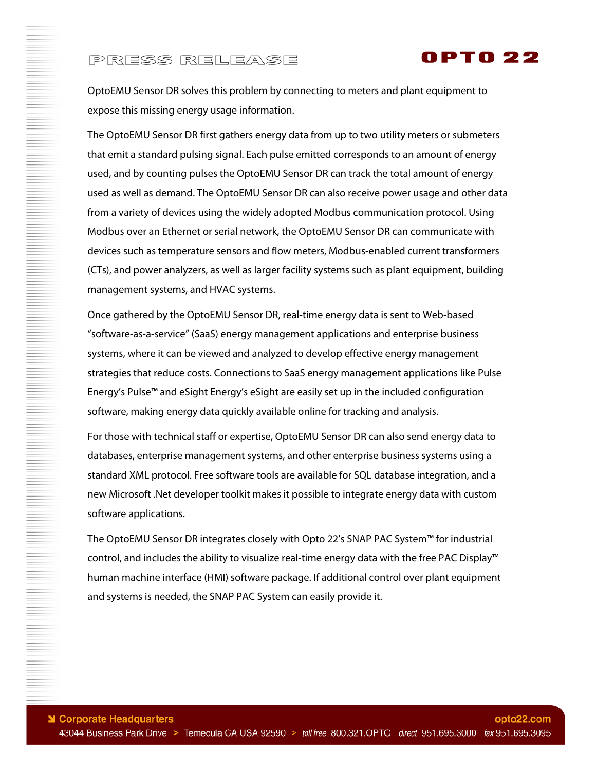OptoEMU Sensor DR solves this problem by connecting to meters and plant equipment to expose this missing energy usage information.

The OptoEMU Sensor DR first gathers energy data from up to two utility meters or submeters that emit a standard pulsing signal. Each pulse emitted corresponds to an amount of energy used, and by counting pulses the OptoEMU Sensor DR can track the total amount of energy used as well as demand. The OptoEMU Sensor DR can also receive power usage and other data from a variety of devices using the widely adopted Modbus communication protocol. Using Modbus over an Ethernet or serial network, the OptoEMU Sensor DR can communicate with devices such as temperature sensors and flow meters, Modbus-enabled current transformers (CTs), and power analyzers, as well as larger facility systems such as plant equipment, building management systems, and HVAC systems.

Once gathered by the OptoEMU Sensor DR, real-time energy data is sent to Web-based "software-as-a-service" (SaaS) energy management applications and enterprise business systems, where it can be viewed and analyzed to develop effective energy management strategies that reduce costs. Connections to SaaS energy management applications like Pulse Energy's Pulse™ and eSight Energy's eSight are easily set up in the included configuration software, making energy data quickly available online for tracking and analysis.

For those with technical staff or expertise, OptoEMU Sensor DR can also send energy data to databases, enterprise management systems, and other enterprise business systems using a standard XML protocol. Free software tools are available for SQL database integration, and a new Microsoft .Net developer toolkit makes it possible to integrate energy data with custom software applications.

The OptoEMU Sensor DR integrates closely with Opto 22's SNAP PAC System™ for industrial control, and includes the ability to visualize real-time energy data with the free PAC Display™ human machine interface (HMI) software package. If additional control over plant equipment and systems is needed, the SNAP PAC System can easily provide it.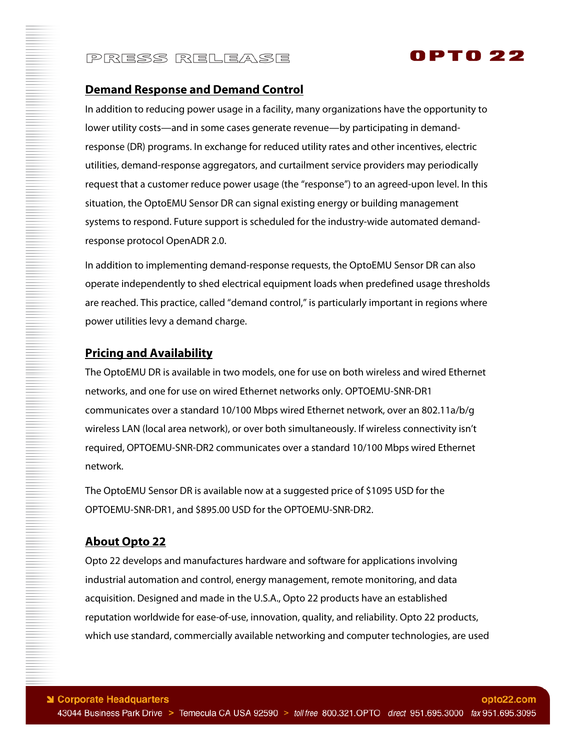## Demand Response and Demand Control

In addition to reducing power usage in a facility, many organizations have the opportunity to lower utility costs—and in some cases generate revenue—by participating in demand-response (DR) programs. In exchange for reduced utility rates and other incentives, electric utilities, demand-response aggregators, and curtailment service providers may periodically request that a customer reduce power usage (the "response") to an agreed-upon level. In this situation, the OptoEMU Sensor DR can signal existing energy or building management systems to respond. Future support is scheduled for the industry-wide automated demand-response protocol OpenADR 2.0.

In addition to implementing demand-response requests, the OptoEMU Sensor DR can also operate independently to shed electrical equipment loads when predefined usage thresholds are reached. This practice, called "demand control," is particularly important in regions where power utilities levy a demand charge.

## Pricing and Availability

The OptoEMU DR is available in two models, one for use on both wireless and wired Ethernet networks, and one for use on wired Ethernet networks only. OPTOEMU-SNR-DR1 communicates over a standard 10/100 Mbps wired Ethernet network, over an 802.11a/b/g wireless LAN (local area network), or over both simultaneously. If wireless connectivity isn't required, OPTOEMU-SNR-DR2 communicates over a standard 10/100 Mbps wired Ethernet network.

The OptoEMU Sensor DR is available now at a suggested price of $1095 USD for the OPTOEMU-SNR-DR1, and $895.00 USD for the OPTOEMU-SNR-DR2.

## About Opto 22

Opto 22 develops and manufactures hardware and software for applications involving industrial automation and control, energy management, remote monitoring, and data acquisition. Designed and made in the U.S.A., Opto 22 products have an established reputation worldwide for ease-of-use, innovation, quality, and reliability. Opto 22 products, which use standard, commercially available networking and computer technologies, are used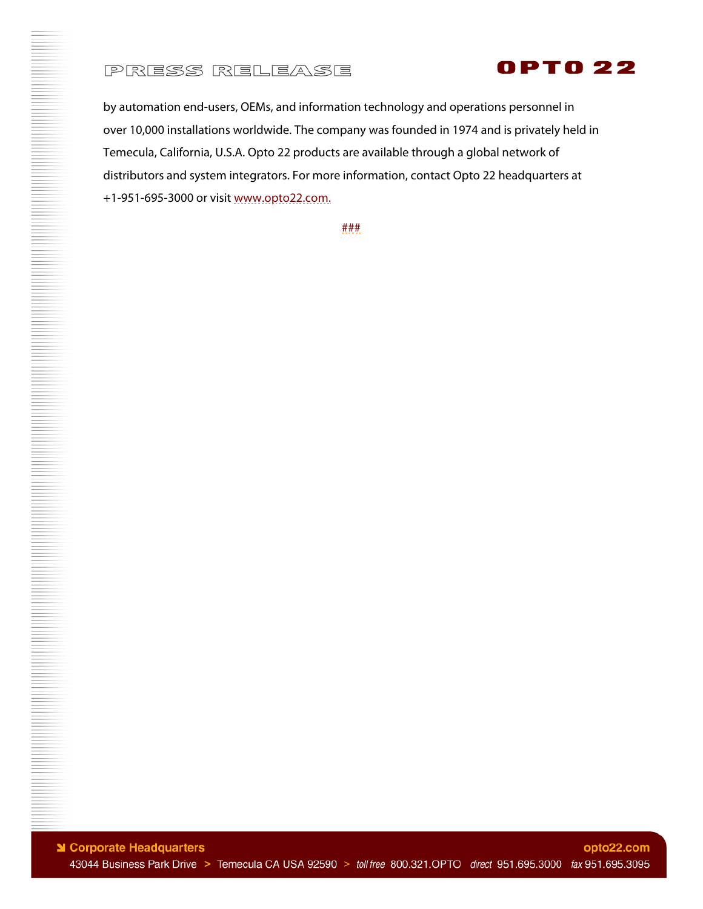by automation end-users, OEMs, and information technology and operations personnel in over 10,000 installations worldwide. The company was founded in 1974 and is privately held in Temecula, California, U.S.A. Opto 22 products are available through a global network of distributors and system integrators. For more information, contact Opto 22 headquarters at +1-951-695-3000 or visit www.opto22.com.

###